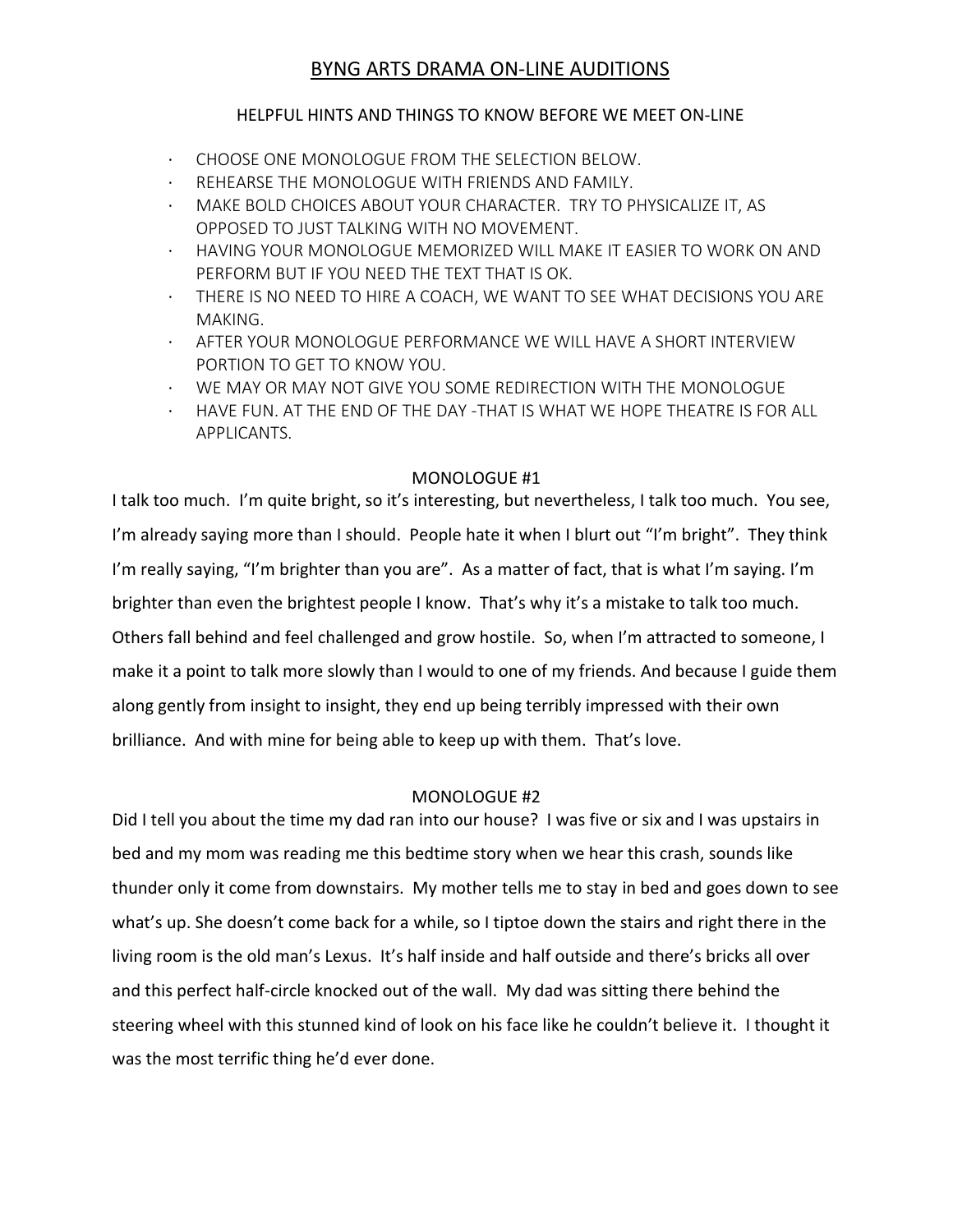# BYNG ARTS DRAMA ON-LINE AUDITIONS

## HELPFUL HINTS AND THINGS TO KNOW BEFORE WE MEET ON-LINE

- CHOOSE ONE MONOLOGUE FROM THE SELECTION BELOW.
- REHEARSE THE MONOLOGUE WITH FRIENDS AND FAMILY.
- MAKE BOLD CHOICES ABOUT YOUR CHARACTER. TRY TO PHYSICALIZE IT, AS OPPOSED TO JUST TALKING WITH NO MOVEMENT.
- HAVING YOUR MONOLOGUE MEMORIZED WILL MAKE IT EASIER TO WORK ON AND PERFORM BUT IF YOU NEED THE TEXT THAT IS OK.
- THERE IS NO NEED TO HIRE A COACH, WE WANT TO SEE WHAT DECISIONS YOU ARE MAKING.
- AFTER YOUR MONOLOGUE PERFORMANCE WE WILL HAVE A SHORT INTERVIEW PORTION TO GET TO KNOW YOU.
- WE MAY OR MAY NOT GIVE YOU SOME REDIRECTION WITH THE MONOLOGUE
- HAVE FUN. AT THE END OF THE DAY -THAT IS WHAT WE HOPE THEATRE IS FOR ALL APPLICANTS.

## MONOLOGUE #1

I talk too much. I'm quite bright, so it's interesting, but nevertheless, I talk too much. You see, I'm already saying more than I should. People hate it when I blurt out "I'm bright". They think I'm really saying, "I'm brighter than you are". As a matter of fact, that is what I'm saying. I'm brighter than even the brightest people I know. That's why it's a mistake to talk too much. Others fall behind and feel challenged and grow hostile. So, when I'm attracted to someone, I make it a point to talk more slowly than I would to one of my friends. And because I guide them along gently from insight to insight, they end up being terribly impressed with their own brilliance. And with mine for being able to keep up with them. That's love.

## MONOLOGUE #2

Did I tell you about the time my dad ran into our house? I was five or six and I was upstairs in bed and my mom was reading me this bedtime story when we hear this crash, sounds like thunder only it come from downstairs. My mother tells me to stay in bed and goes down to see what's up. She doesn't come back for a while, so I tiptoe down the stairs and right there in the living room is the old man's Lexus. It's half inside and half outside and there's bricks all over and this perfect half-circle knocked out of the wall. My dad was sitting there behind the steering wheel with this stunned kind of look on his face like he couldn't believe it. I thought it was the most terrific thing he'd ever done.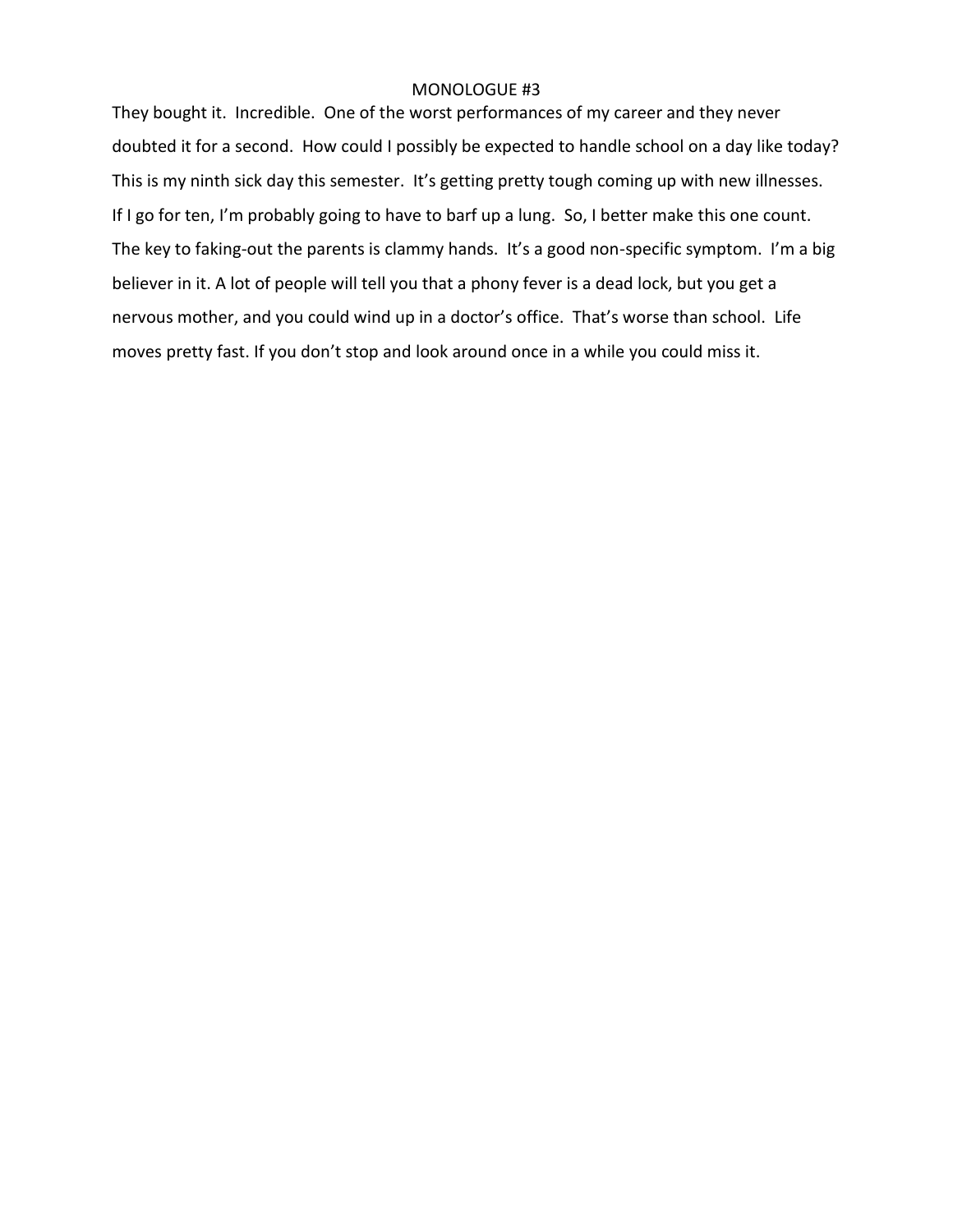# MONOLOGUE #3

They bought it. Incredible. One of the worst performances of my career and they never doubted it for a second. How could I possibly be expected to handle school on a day like today? This is my ninth sick day this semester. It's getting pretty tough coming up with new illnesses. If I go for ten, I'm probably going to have to barf up a lung. So, I better make this one count. The key to faking-out the parents is clammy hands. It's a good non-specific symptom. I'm a big believer in it. A lot of people will tell you that a phony fever is a dead lock, but you get a nervous mother, and you could wind up in a doctor's office. That's worse than school. Life moves pretty fast. If you don't stop and look around once in a while you could miss it.